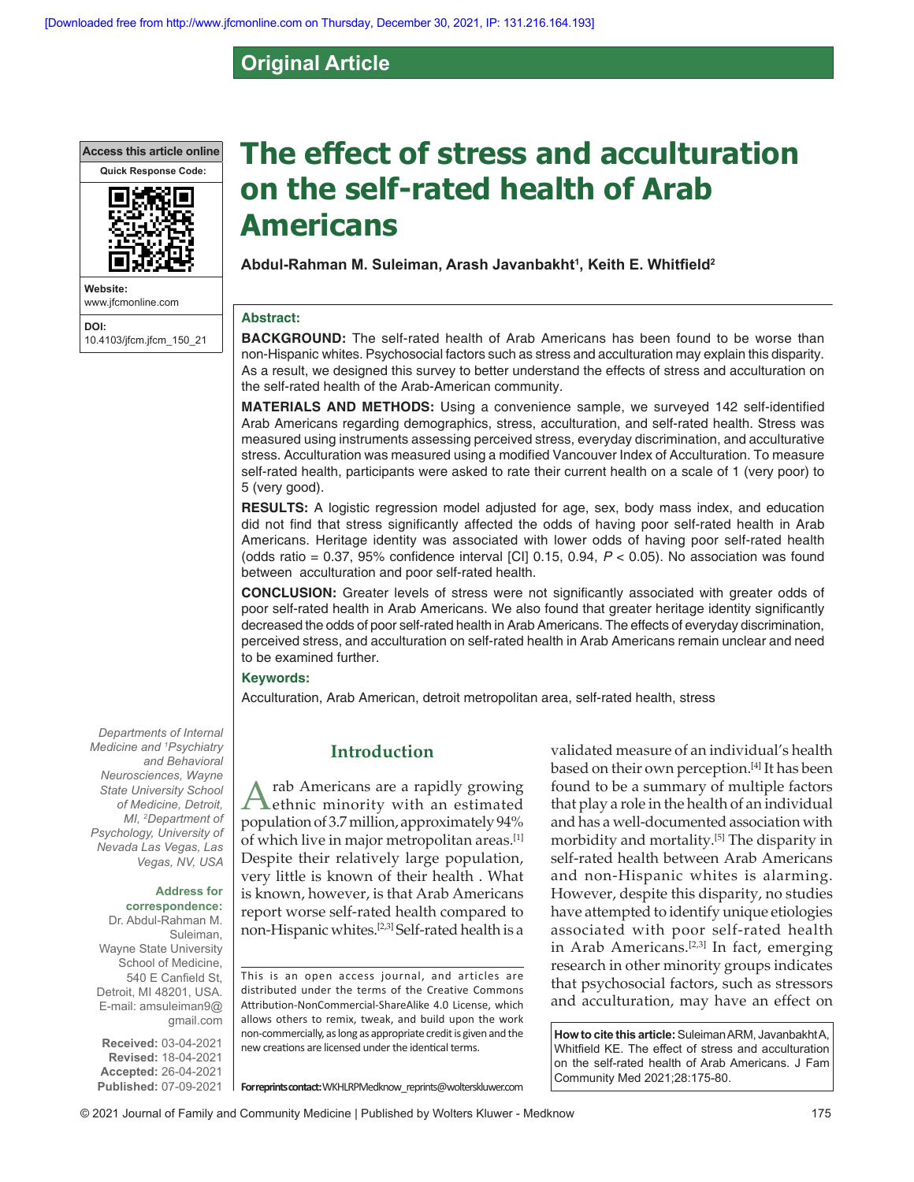Original Article

# The effect of stress and acculturation on the self-rated health of Arab Americans

**Abdul-Rahman M. Suleiman, Arash Javanbakht[1], Keith E. Whitfield[2]**

Access this article online

Website: www.jfcmonline.com

DOI: 10.4103/jfcm.jfcm_150_21

## Abstract:

**BACKGROUND:** The self-rated health of Arab Americans has been found to be worse than non-Hispanic whites. Psychosocial factors such as stress and acculturation may explain this disparity. As a result, we designed this survey to better understand the effects of stress and acculturation on the self-rated health of the Arab-American community.

**MATERIALS AND METHODS:** Using a convenience sample, we surveyed 142 self-identified Arab Americans regarding demographics, stress, acculturation, and self-rated health. Stress was measured using instruments assessing perceived stress, everyday discrimination, and acculturative stress. Acculturation was measured using a modified Vancouver Index of Acculturation. To measure self-rated health, participants were asked to rate their current health on a scale of 1 (very poor) to 5 (very good).

**RESULTS:** A logistic regression model adjusted for age, sex, body mass index, and education did not find that stress significantly affected the odds of having poor self-rated health in Arab Americans. Heritage identity was associated with lower odds of having poor self-rated health (odds ratio = 0.37, 95% confidence interval [CI] 0.15, 0.94, $P < 0.05$). No association was found between acculturation and poor self-rated health.

**CONCLUSION:** Greater levels of stress were not significantly associated with greater odds of poor self-rated health in Arab Americans. We also found that greater heritage identity significantly decreased the odds of poor self-rated health in Arab Americans. The effects of everyday discrimination, perceived stress, and acculturation on self-rated health in Arab Americans remain unclear and need to be examined further.

### Keywords:

Acculturation, Arab American, detroit metropolitan area, self-rated health, stress

*Departments of Internal Medicine and [1]Psychiatry and Behavioral Neurosciences, Wayne State University School of Medicine, Detroit, MI, [2]Department of Psychology, University of Nevada Las Vegas, Las Vegas, NV, USA*

**Address for correspondence:**
Dr. Abdul-Rahman M. Suleiman, Wayne State University School of Medicine, 540 E Canfield St, Detroit, MI 48201, USA. E-mail: amsuleiman9@gmail.com

**Received:** 03-04-2021
**Revised:** 18-04-2021
**Accepted:** 26-04-2021
**Published:** 07-09-2021

## Introduction

Arab Americans are a rapidly growing ethnic minority with an estimated population of 3.7 million, approximately 94% of which live in major metropolitan areas.[1] Despite their relatively large population, very little is known of their health . What is known, however, is that Arab Americans report worse self-rated health compared to non-Hispanic whites.[2,3] Self-rated health is a validated measure of an individual's health based on their own perception.[4] It has been found to be a summary of multiple factors that play a role in the health of an individual and has a well-documented association with morbidity and mortality.[5] The disparity in self-rated health between Arab Americans and non-Hispanic whites is alarming. However, despite this disparity, no studies have attempted to identify unique etiologies associated with poor self-rated health in Arab Americans.[2,3] In fact, emerging research in other minority groups indicates that psychosocial factors, such as stressors and acculturation, may have an effect on

This is an open access journal, and articles are distributed under the terms of the Creative Commons Attribution-NonCommercial-ShareAlike 4.0 License, which allows others to remix, tweak, and build upon the work non-commercially, as long as appropriate credit is given and the new creations are licensed under the identical terms.

**For reprints contact:** WKHLRPMedknow_reprints@wolterskluwer.com

**How to cite this article:** Suleiman ARM, Javanbakht A, Whitfield KE. The effect of stress and acculturation on the self-rated health of Arab Americans. J Fam Community Med 2021;28:175-80.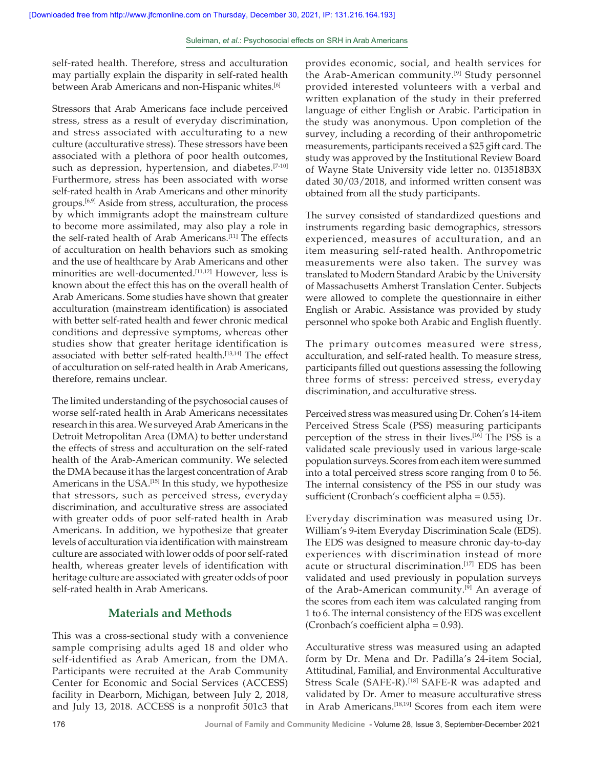self-rated health. Therefore, stress and acculturation may partially explain the disparity in self-rated health between Arab Americans and non-Hispanic whites.[6]

Stressors that Arab Americans face include perceived stress, stress as a result of everyday discrimination, and stress associated with acculturating to a new culture (acculturative stress). These stressors have been associated with a plethora of poor health outcomes, such as depression, hypertension, and diabetes.[7-10] Furthermore, stress has been associated with worse self-rated health in Arab Americans and other minority groups.[6,9] Aside from stress, acculturation, the process by which immigrants adopt the mainstream culture to become more assimilated, may also play a role in the self-rated health of Arab Americans.[11] The effects of acculturation on health behaviors such as smoking and the use of healthcare by Arab Americans and other minorities are well-documented.[11,12] However, less is known about the effect this has on the overall health of Arab Americans. Some studies have shown that greater acculturation (mainstream identification) is associated with better self-rated health and fewer chronic medical conditions and depressive symptoms, whereas other studies show that greater heritage identification is associated with better self-rated health.[13,14] The effect of acculturation on self-rated health in Arab Americans, therefore, remains unclear.

The limited understanding of the psychosocial causes of worse self-rated health in Arab Americans necessitates research in this area. We surveyed Arab Americans in the Detroit Metropolitan Area (DMA) to better understand the effects of stress and acculturation on the self-rated health of the Arab-American community. We selected the DMA because it has the largest concentration of Arab Americans in the USA.[15] In this study, we hypothesize that stressors, such as perceived stress, everyday discrimination, and acculturative stress are associated with greater odds of poor self-rated health in Arab Americans. In addition, we hypothesize that greater levels of acculturation via identification with mainstream culture are associated with lower odds of poor self-rated health, whereas greater levels of identification with heritage culture are associated with greater odds of poor self-rated health in Arab Americans.

## Materials and Methods

This was a cross-sectional study with a convenience sample comprising adults aged 18 and older who self-identified as Arab American, from the DMA. Participants were recruited at the Arab Community Center for Economic and Social Services (ACCESS) facility in Dearborn, Michigan, between July 2, 2018, and July 13, 2018. ACCESS is a nonprofit 501c3 that provides economic, social, and health services for the Arab-American community.[9] Study personnel provided interested volunteers with a verbal and written explanation of the study in their preferred language of either English or Arabic. Participation in the study was anonymous. Upon completion of the survey, including a recording of their anthropometric measurements, participants received a $25 gift card. The study was approved by the Institutional Review Board of Wayne State University vide letter no. 013518B3X dated 30/03/2018, and informed written consent was obtained from all the study participants.

The survey consisted of standardized questions and instruments regarding basic demographics, stressors experienced, measures of acculturation, and an item measuring self-rated health. Anthropometric measurements were also taken. The survey was translated to Modern Standard Arabic by the University of Massachusetts Amherst Translation Center. Subjects were allowed to complete the questionnaire in either English or Arabic. Assistance was provided by study personnel who spoke both Arabic and English fluently.

The primary outcomes measured were stress, acculturation, and self-rated health. To measure stress, participants filled out questions assessing the following three forms of stress: perceived stress, everyday discrimination, and acculturative stress.

Perceived stress was measured using Dr. Cohen's 14-item Perceived Stress Scale (PSS) measuring participants perception of the stress in their lives.[16] The PSS is a validated scale previously used in various large-scale population surveys. Scores from each item were summed into a total perceived stress score ranging from 0 to 56. The internal consistency of the PSS in our study was sufficient (Cronbach's coefficient alpha = 0.55).

Everyday discrimination was measured using Dr. William's 9-item Everyday Discrimination Scale (EDS). The EDS was designed to measure chronic day-to-day experiences with discrimination instead of more acute or structural discrimination.[17] EDS has been validated and used previously in population surveys of the Arab-American community.[9] An average of the scores from each item was calculated ranging from 1 to 6. The internal consistency of the EDS was excellent (Cronbach's coefficient alpha = 0.93).

Acculturative stress was measured using an adapted form by Dr. Mena and Dr. Padilla's 24-item Social, Attitudinal, Familial, and Environmental Acculturative Stress Scale (SAFE-R).[18] SAFE-R was adapted and validated by Dr. Amer to measure acculturative stress in Arab Americans.[18,19] Scores from each item were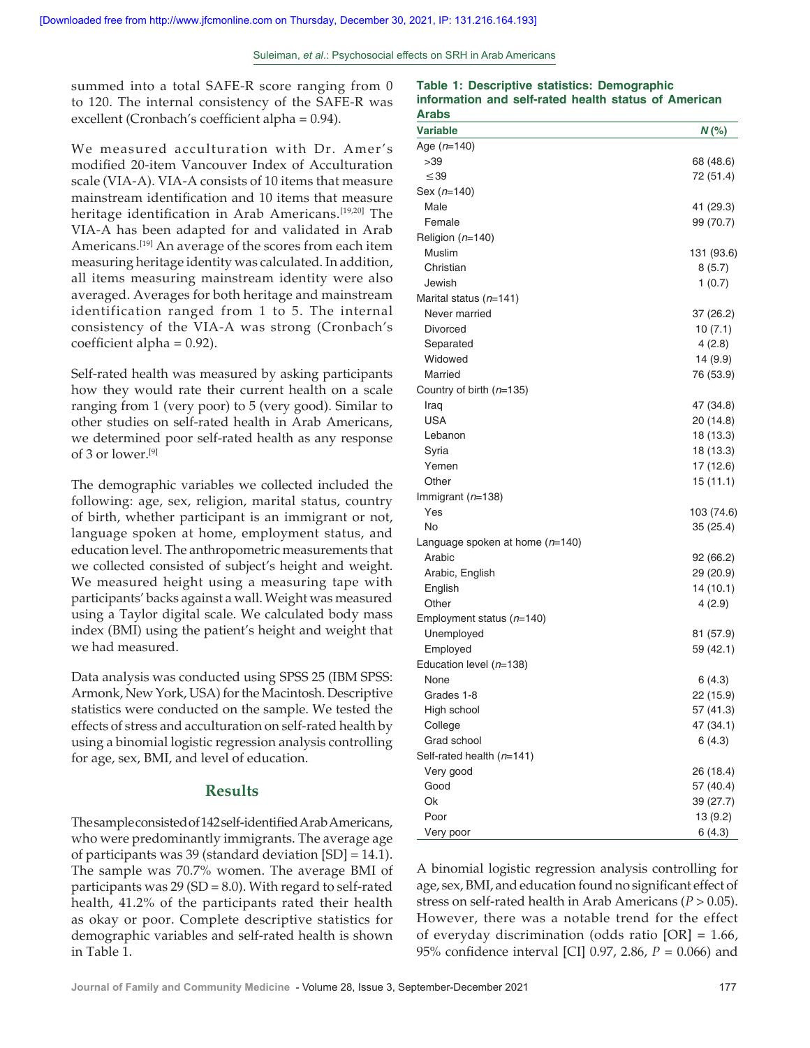summed into a total SAFE-R score ranging from 0 to 120. The internal consistency of the SAFE-R was excellent (Cronbach's coefficient alpha = 0.94).

We measured acculturation with Dr. Amer's modified 20-item Vancouver Index of Acculturation scale (VIA-A). VIA-A consists of 10 items that measure mainstream identification and 10 items that measure heritage identification in Arab Americans.[19,20] The VIA-A has been adapted for and validated in Arab Americans.[19] An average of the scores from each item measuring heritage identity was calculated. In addition, all items measuring mainstream identity were also averaged. Averages for both heritage and mainstream identification ranged from 1 to 5. The internal consistency of the VIA-A was strong (Cronbach's coefficient alpha = 0.92).

Self-rated health was measured by asking participants how they would rate their current health on a scale ranging from 1 (very poor) to 5 (very good). Similar to other studies on self-rated health in Arab Americans, we determined poor self-rated health as any response of 3 or lower.[9]

The demographic variables we collected included the following: age, sex, religion, marital status, country of birth, whether participant is an immigrant or not, language spoken at home, employment status, and education level. The anthropometric measurements that we collected consisted of subject's height and weight. We measured height using a measuring tape with participants' backs against a wall. Weight was measured using a Taylor digital scale. We calculated body mass index (BMI) using the patient's height and weight that we had measured.

Data analysis was conducted using SPSS 25 (IBM SPSS: Armonk, New York, USA) for the Macintosh. Descriptive statistics were conducted on the sample. We tested the effects of stress and acculturation on self-rated health by using a binomial logistic regression analysis controlling for age, sex, BMI, and level of education.

## Results

The sample consisted of 142 self-identified Arab Americans, who were predominantly immigrants. The average age of participants was 39 (standard deviation [SD] = 14.1). The sample was 70.7% women. The average BMI of participants was 29 (SD = 8.0). With regard to self-rated health, 41.2% of the participants rated their health as okay or poor. Complete descriptive statistics for demographic variables and self-rated health is shown in Table 1.

**Table 1: Descriptive statistics: Demographic information and self-rated health status of American Arabs**

| Variable | *N* (%) |
|---|---|
| Age (*n*=140) | |
| >39 | 68 (48.6) |
| ≤39 | 72 (51.4) |
| Sex (*n*=140) | |
| Male | 41 (29.3) |
| Female | 99 (70.7) |
| Religion (*n*=140) | |
| Muslim | 131 (93.6) |
| Christian | 8 (5.7) |
| Jewish | 1 (0.7) |
| Marital status (*n*=141) | |
| Never married | 37 (26.2) |
| Divorced | 10 (7.1) |
| Separated | 4 (2.8) |
| Widowed | 14 (9.9) |
| Married | 76 (53.9) |
| Country of birth (*n*=135) | |
| Iraq | 47 (34.8) |
| USA | 20 (14.8) |
| Lebanon | 18 (13.3) |
| Syria | 18 (13.3) |
| Yemen | 17 (12.6) |
| Other | 15 (11.1) |
| Immigrant (*n*=138) | |
| Yes | 103 (74.6) |
| No | 35 (25.4) |
| Language spoken at home (*n*=140) | |
| Arabic | 92 (66.2) |
| Arabic, English | 29 (20.9) |
| English | 14 (10.1) |
| Other | 4 (2.9) |
| Employment status (*n*=140) | |
| Unemployed | 81 (57.9) |
| Employed | 59 (42.1) |
| Education level (*n*=138) | |
| None | 6 (4.3) |
| Grades 1-8 | 22 (15.9) |
| High school | 57 (41.3) |
| College | 47 (34.1) |
| Grad school | 6 (4.3) |
| Self-rated health (*n*=141) | |
| Very good | 26 (18.4) |
| Good | 57 (40.4) |
| Ok | 39 (27.7) |
| Poor | 13 (9.2) |
| Very poor | 6 (4.3) |

A binomial logistic regression analysis controlling for age, sex, BMI, and education found no significant effect of stress on self-rated health in Arab Americans ($P > 0.05$). However, there was a notable trend for the effect of everyday discrimination (odds ratio [OR] = 1.66, 95% confidence interval [CI] 0.97, 2.86, $P = 0.066$) and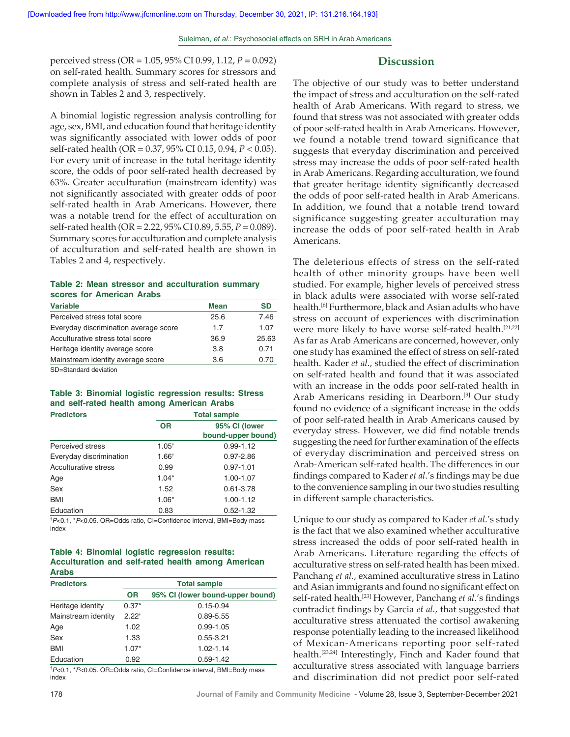perceived stress (OR = 1.05, 95% CI 0.99, 1.12, $P = 0.092$) on self-rated health. Summary scores for stressors and complete analysis of stress and self-rated health are shown in Tables 2 and 3, respectively.

A binomial logistic regression analysis controlling for age, sex, BMI, and education found that heritage identity was significantly associated with lower odds of poor self-rated health (OR = 0.37, 95% CI 0.15, 0.94, $P < 0.05$). For every unit of increase in the total heritage identity score, the odds of poor self-rated health decreased by 63%. Greater acculturation (mainstream identity) was not significantly associated with greater odds of poor self-rated health in Arab Americans. However, there was a notable trend for the effect of acculturation on self-rated health (OR = 2.22, 95% CI 0.89, 5.55, $P = 0.089$). Summary scores for acculturation and complete analysis of acculturation and self-rated health are shown in Tables 2 and 4, respectively.

**Table 2: Mean stressor and acculturation summary scores for American Arabs**

| Variable | Mean | SD |
|---|---|---|
| Perceived stress total score | 25.6 | 7.46 |
| Everyday discrimination average score | 1.7 | 1.07 |
| Acculturative stress total score | 36.9 | 25.63 |
| Heritage identity average score | 3.8 | 0.71 |
| Mainstream identity average score | 3.6 | 0.70 |

SD=Standard deviation

**Table 3: Binomial logistic regression results: Stress and self-rated health among American Arabs**

| Predictors | Total sample | |
|---|---|---|
| | OR | 95% CI (lower bound-upper bound) |
| Perceived stress | 1.05† | 0.99-1.12 |
| Everyday discrimination | 1.66† | 0.97-2.86 |
| Acculturative stress | 0.99 | 0.97-1.01 |
| Age | 1.04* | 1.00-1.07 |
| Sex | 1.52 | 0.61-3.78 |
| BMI | 1.06* | 1.00-1.12 |
| Education | 0.83 | 0.52-1.32 |

†$P<0.1$, *$P<0.05$. OR=Odds ratio, CI=Confidence interval, BMI=Body mass index

**Table 4: Binomial logistic regression results: Acculturation and self-rated health among American Arabs**

| Predictors | Total sample | |
|---|---|---|
| | OR | 95% CI (lower bound-upper bound) |
| Heritage identity | 0.37* | 0.15-0.94 |
| Mainstream identity | 2.22† | 0.89-5.55 |
| Age | 1.02 | 0.99-1.05 |
| Sex | 1.33 | 0.55-3.21 |
| BMI | 1.07* | 1.02-1.14 |
| Education | 0.92 | 0.59-1.42 |

†$P<0.1$, *$P<0.05$. OR=Odds ratio, CI=Confidence interval, BMI=Body mass index

## Discussion

The objective of our study was to better understand the impact of stress and acculturation on the self-rated health of Arab Americans. With regard to stress, we found that stress was not associated with greater odds of poor self-rated health in Arab Americans. However, we found a notable trend toward significance that suggests that everyday discrimination and perceived stress may increase the odds of poor self-rated health in Arab Americans. Regarding acculturation, we found that greater heritage identity significantly decreased the odds of poor self-rated health in Arab Americans. In addition, we found that a notable trend toward significance suggesting greater acculturation may increase the odds of poor self-rated health in Arab Americans.

The deleterious effects of stress on the self-rated health of other minority groups have been well studied. For example, higher levels of perceived stress in black adults were associated with worse self-rated health.[6] Furthermore, black and Asian adults who have stress on account of experiences with discrimination were more likely to have worse self-rated health.[21,22] As far as Arab Americans are concerned, however, only one study has examined the effect of stress on self-rated health. Kader *et al.,* studied the effect of discrimination on self-rated health and found that it was associated with an increase in the odds poor self-rated health in Arab Americans residing in Dearborn.[9] Our study found no evidence of a significant increase in the odds of poor self-rated health in Arab Americans caused by everyday stress. However, we did find notable trends suggesting the need for further examination of the effects of everyday discrimination and perceived stress on Arab-American self-rated health. The differences in our findings compared to Kader *et al.*'s findings may be due to the convenience sampling in our two studies resulting in different sample characteristics.

Unique to our study as compared to Kader *et al.*'s study is the fact that we also examined whether acculturative stress increased the odds of poor self-rated health in Arab Americans. Literature regarding the effects of acculturative stress on self-rated health has been mixed. Panchang *et al.,* examined acculturative stress in Latino and Asian immigrants and found no significant effect on self-rated health.[23] However, Panchang *et al.*'s findings contradict findings by Garcia *et al.,* that suggested that acculturative stress attenuated the cortisol awakening response potentially leading to the increased likelihood of Mexican-Americans reporting poor self-rated health.[23,24] Interestingly, Finch and Kader found that acculturative stress associated with language barriers and discrimination did not predict poor self-rated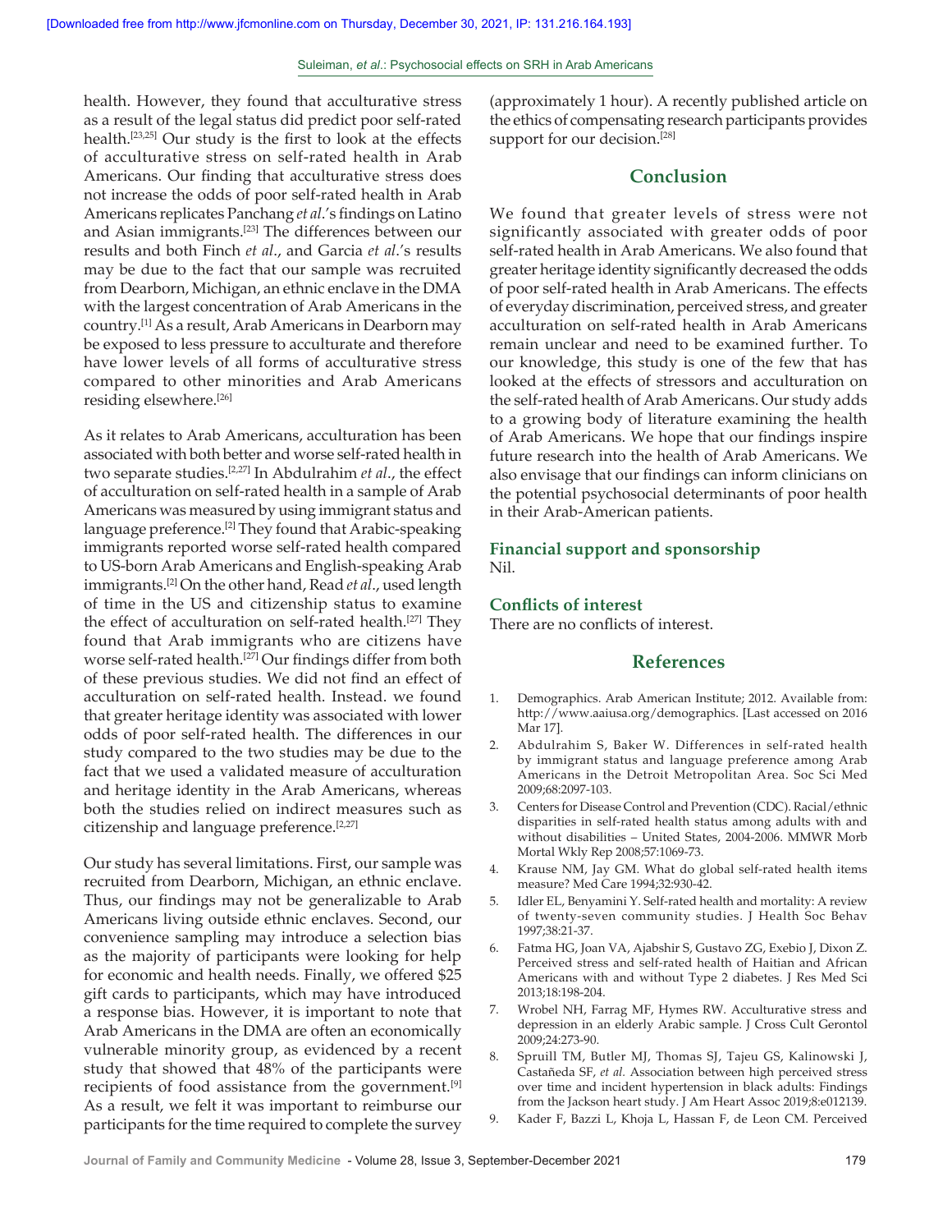health. However, they found that acculturative stress as a result of the legal status did predict poor self-rated health.[23,25] Our study is the first to look at the effects of acculturative stress on self-rated health in Arab Americans. Our finding that acculturative stress does not increase the odds of poor self-rated health in Arab Americans replicates Panchang *et al*.'s findings on Latino and Asian immigrants.[23] The differences between our results and both Finch *et al*., and Garcia *et al*.'s results may be due to the fact that our sample was recruited from Dearborn, Michigan, an ethnic enclave in the DMA with the largest concentration of Arab Americans in the country.[1] As a result, Arab Americans in Dearborn may be exposed to less pressure to acculturate and therefore have lower levels of all forms of acculturative stress compared to other minorities and Arab Americans residing elsewhere.[26]

As it relates to Arab Americans, acculturation has been associated with both better and worse self-rated health in two separate studies.[2,27] In Abdulrahim *et al*., the effect of acculturation on self-rated health in a sample of Arab Americans was measured by using immigrant status and language preference.[2] They found that Arabic-speaking immigrants reported worse self-rated health compared to US-born Arab Americans and English-speaking Arab immigrants.[2] On the other hand, Read *et al*., used length of time in the US and citizenship status to examine the effect of acculturation on self-rated health.[27] They found that Arab immigrants who are citizens have worse self-rated health.[27] Our findings differ from both of these previous studies. We did not find an effect of acculturation on self-rated health. Instead. we found that greater heritage identity was associated with lower odds of poor self-rated health. The differences in our study compared to the two studies may be due to the fact that we used a validated measure of acculturation and heritage identity in the Arab Americans, whereas both the studies relied on indirect measures such as citizenship and language preference.[2,27]

Our study has several limitations. First, our sample was recruited from Dearborn, Michigan, an ethnic enclave. Thus, our findings may not be generalizable to Arab Americans living outside ethnic enclaves. Second, our convenience sampling may introduce a selection bias as the majority of participants were looking for help for economic and health needs. Finally, we offered $25 gift cards to participants, which may have introduced a response bias. However, it is important to note that Arab Americans in the DMA are often an economically vulnerable minority group, as evidenced by a recent study that showed that 48% of the participants were recipients of food assistance from the government.[9] As a result, we felt it was important to reimburse our participants for the time required to complete the survey (approximately 1 hour). A recently published article on the ethics of compensating research participants provides support for our decision.[28]

## Conclusion

We found that greater levels of stress were not significantly associated with greater odds of poor self-rated health in Arab Americans. We also found that greater heritage identity significantly decreased the odds of poor self-rated health in Arab Americans. The effects of everyday discrimination, perceived stress, and greater acculturation on self-rated health in Arab Americans remain unclear and need to be examined further. To our knowledge, this study is one of the few that has looked at the effects of stressors and acculturation on the self-rated health of Arab Americans. Our study adds to a growing body of literature examining the health of Arab Americans. We hope that our findings inspire future research into the health of Arab Americans. We also envisage that our findings can inform clinicians on the potential psychosocial determinants of poor health in their Arab-American patients.

### Financial support and sponsorship

Nil.

### Conflicts of interest

There are no conflicts of interest.

## References

1. Demographics. Arab American Institute; 2012. Available from: http://www.aaiusa.org/demographics. [Last accessed on 2016 Mar 17].
2. Abdulrahim S, Baker W. Differences in self-rated health by immigrant status and language preference among Arab Americans in the Detroit Metropolitan Area. Soc Sci Med 2009;68:2097-103.
3. Centers for Disease Control and Prevention (CDC). Racial/ethnic disparities in self-rated health status among adults with and without disabilities – United States, 2004-2006. MMWR Morb Mortal Wkly Rep 2008;57:1069-73.
4. Krause NM, Jay GM. What do global self-rated health items measure? Med Care 1994;32:930-42.
5. Idler EL, Benyamini Y. Self-rated health and mortality: A review of twenty-seven community studies. J Health Soc Behav 1997;38:21-37.
6. Fatma HG, Joan VA, Ajabshir S, Gustavo ZG, Exebio J, Dixon Z. Perceived stress and self-rated health of Haitian and African Americans with and without Type 2 diabetes. J Res Med Sci 2013;18:198-204.
7. Wrobel NH, Farrag MF, Hymes RW. Acculturative stress and depression in an elderly Arabic sample. J Cross Cult Gerontol 2009;24:273-90.
8. Spruill TM, Butler MJ, Thomas SJ, Tajeu GS, Kalinowski J, Castañeda SF, *et al.* Association between high perceived stress over time and incident hypertension in black adults: Findings from the Jackson heart study. J Am Heart Assoc 2019;8:e012139.
9. Kader F, Bazzi L, Khoja L, Hassan F, de Leon CM. Perceived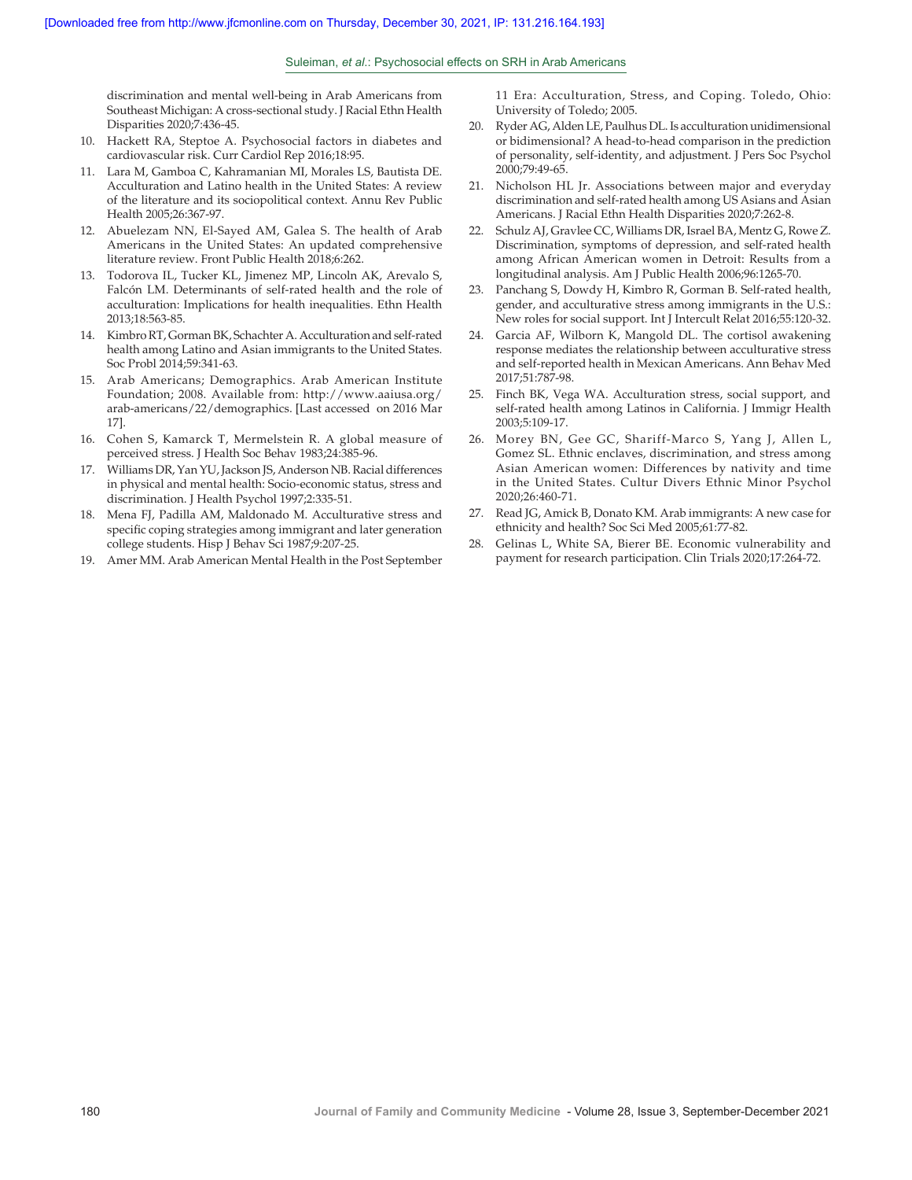discrimination and mental well-being in Arab Americans from Southeast Michigan: A cross-sectional study. J Racial Ethn Health Disparities 2020;7:436-45.

10. Hackett RA, Steptoe A. Psychosocial factors in diabetes and cardiovascular risk. Curr Cardiol Rep 2016;18:95.
11. Lara M, Gamboa C, Kahramanian MI, Morales LS, Bautista DE. Acculturation and Latino health in the United States: A review of the literature and its sociopolitical context. Annu Rev Public Health 2005;26:367-97.
12. Abuelezam NN, El-Sayed AM, Galea S. The health of Arab Americans in the United States: An updated comprehensive literature review. Front Public Health 2018;6:262.
13. Todorova IL, Tucker KL, Jimenez MP, Lincoln AK, Arevalo S, Falcón LM. Determinants of self-rated health and the role of acculturation: Implications for health inequalities. Ethn Health 2013;18:563-85.
14. Kimbro RT, Gorman BK, Schachter A. Acculturation and self-rated health among Latino and Asian immigrants to the United States. Soc Probl 2014;59:341-63.
15. Arab Americans; Demographics. Arab American Institute Foundation; 2008. Available from: http://www.aaiusa.org/arab-americans/22/demographics. [Last accessed on 2016 Mar 17].
16. Cohen S, Kamarck T, Mermelstein R. A global measure of perceived stress. J Health Soc Behav 1983;24:385-96.
17. Williams DR, Yan YU, Jackson JS, Anderson NB. Racial differences in physical and mental health: Socio-economic status, stress and discrimination. J Health Psychol 1997;2:335-51.
18. Mena FJ, Padilla AM, Maldonado M. Acculturative stress and specific coping strategies among immigrant and later generation college students. Hisp J Behav Sci 1987;9:207-25.
19. Amer MM. Arab American Mental Health in the Post September 11 Era: Acculturation, Stress, and Coping. Toledo, Ohio: University of Toledo; 2005.
20. Ryder AG, Alden LE, Paulhus DL. Is acculturation unidimensional or bidimensional? A head-to-head comparison in the prediction of personality, self-identity, and adjustment. J Pers Soc Psychol 2000;79:49-65.
21. Nicholson HL Jr. Associations between major and everyday discrimination and self-rated health among US Asians and Asian Americans. J Racial Ethn Health Disparities 2020;7:262-8.
22. Schulz AJ, Gravlee CC, Williams DR, Israel BA, Mentz G, Rowe Z. Discrimination, symptoms of depression, and self-rated health among African American women in Detroit: Results from a longitudinal analysis. Am J Public Health 2006;96:1265-70.
23. Panchang S, Dowdy H, Kimbro R, Gorman B. Self-rated health, gender, and acculturative stress among immigrants in the U.S.: New roles for social support. Int J Intercult Relat 2016;55:120-32.
24. Garcia AF, Wilborn K, Mangold DL. The cortisol awakening response mediates the relationship between acculturative stress and self-reported health in Mexican Americans. Ann Behav Med 2017;51:787-98.
25. Finch BK, Vega WA. Acculturation stress, social support, and self-rated health among Latinos in California. J Immigr Health 2003;5:109-17.
26. Morey BN, Gee GC, Shariff-Marco S, Yang J, Allen L, Gomez SL. Ethnic enclaves, discrimination, and stress among Asian American women: Differences by nativity and time in the United States. Cultur Divers Ethnic Minor Psychol 2020;26:460-71.
27. Read JG, Amick B, Donato KM. Arab immigrants: A new case for ethnicity and health? Soc Sci Med 2005;61:77-82.
28. Gelinas L, White SA, Bierer BE. Economic vulnerability and payment for research participation. Clin Trials 2020;17:264-72.